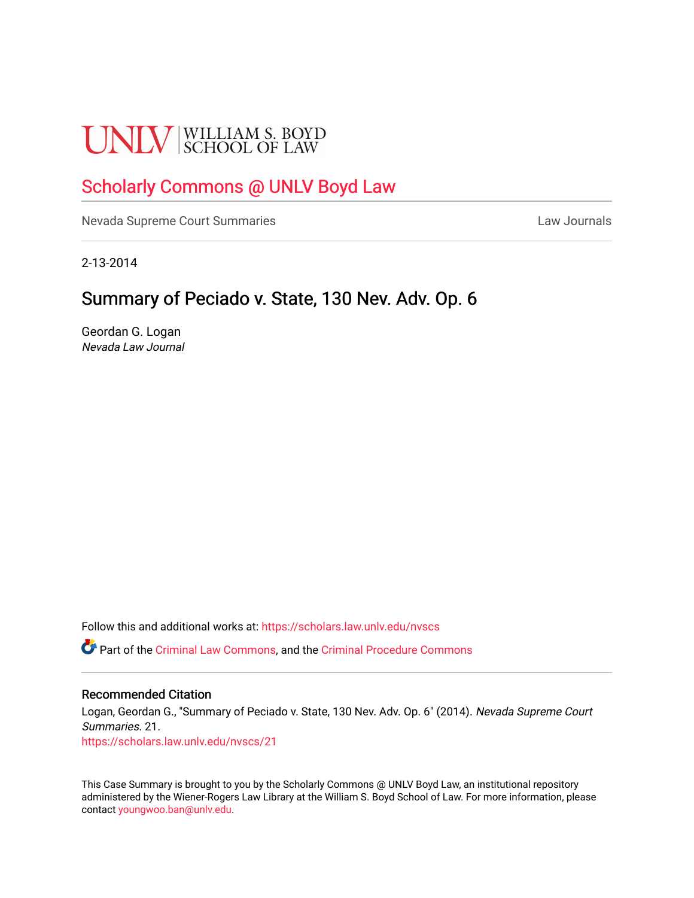UNLV | WILLIAM S. BOYD SCHOOL OF LAW

# Scholarly Commons @ UNLV Boyd Law

Nevada Supreme Court Summaries

Law Journals

2-13-2014

## Summary of Peciado v. State, 130 Nev. Adv. Op. 6

Geordan G. Logan
*Nevada Law Journal*

Follow this and additional works at: https://scholars.law.unlv.edu/nvscs

Part of the Criminal Law Commons, and the Criminal Procedure Commons

### Recommended Citation

Logan, Geordan G., "Summary of Peciado v. State, 130 Nev. Adv. Op. 6" (2014). *Nevada Supreme Court Summaries*. 21.
https://scholars.law.unlv.edu/nvscs/21

This Case Summary is brought to you by the Scholarly Commons @ UNLV Boyd Law, an institutional repository administered by the Wiener-Rogers Law Library at the William S. Boyd School of Law. For more information, please contact youngwoo.ban@unlv.edu.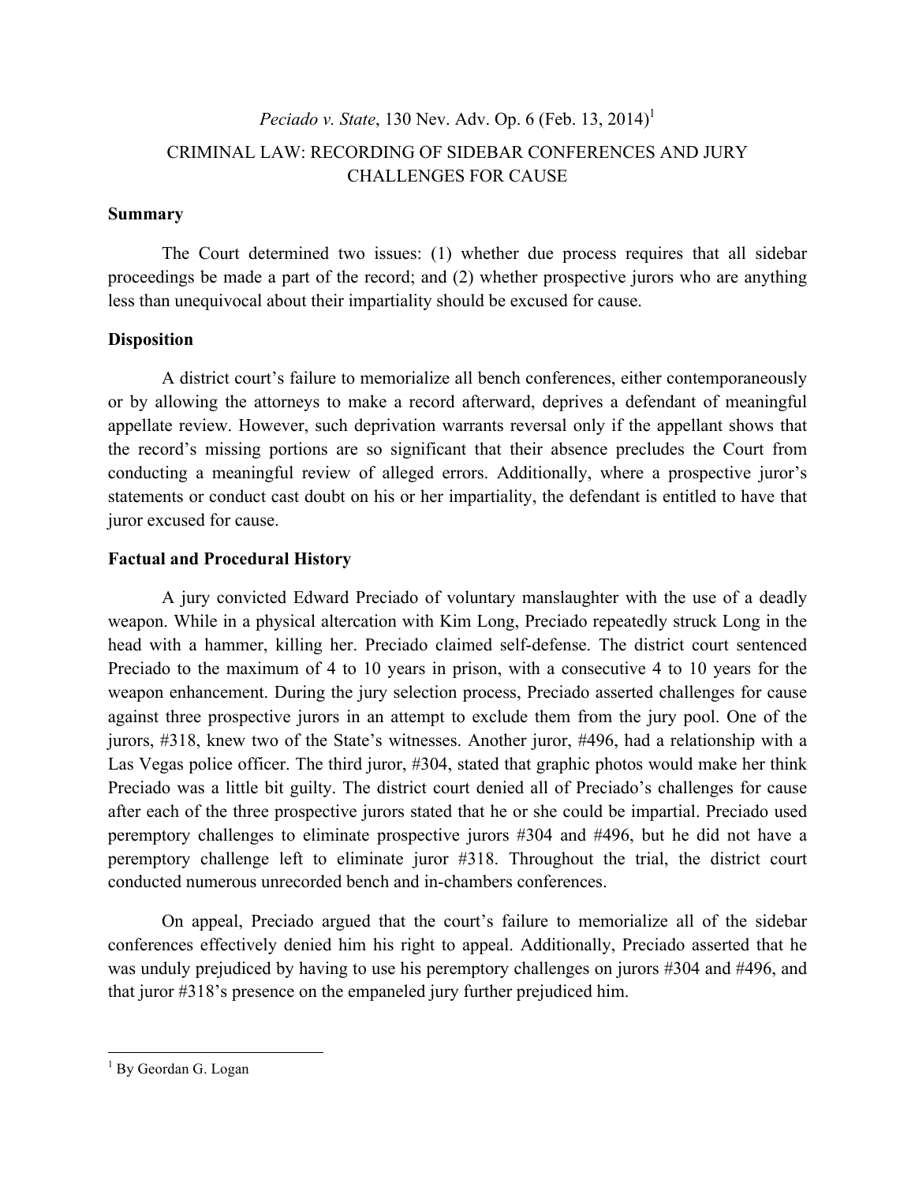*Peciado v. State*, 130 Nev. Adv. Op. 6 (Feb. 13, 2014)[1]

CRIMINAL LAW: RECORDING OF SIDEBAR CONFERENCES AND JURY CHALLENGES FOR CAUSE

**Summary**

The Court determined two issues: (1) whether due process requires that all sidebar proceedings be made a part of the record; and (2) whether prospective jurors who are anything less than unequivocal about their impartiality should be excused for cause.

**Disposition**

A district court's failure to memorialize all bench conferences, either contemporaneously or by allowing the attorneys to make a record afterward, deprives a defendant of meaningful appellate review. However, such deprivation warrants reversal only if the appellant shows that the record's missing portions are so significant that their absence precludes the Court from conducting a meaningful review of alleged errors. Additionally, where a prospective juror's statements or conduct cast doubt on his or her impartiality, the defendant is entitled to have that juror excused for cause.

**Factual and Procedural History**

A jury convicted Edward Preciado of voluntary manslaughter with the use of a deadly weapon. While in a physical altercation with Kim Long, Preciado repeatedly struck Long in the head with a hammer, killing her. Preciado claimed self-defense. The district court sentenced Preciado to the maximum of 4 to 10 years in prison, with a consecutive 4 to 10 years for the weapon enhancement. During the jury selection process, Preciado asserted challenges for cause against three prospective jurors in an attempt to exclude them from the jury pool. One of the jurors, #318, knew two of the State's witnesses. Another juror, #496, had a relationship with a Las Vegas police officer. The third juror, #304, stated that graphic photos would make her think Preciado was a little bit guilty. The district court denied all of Preciado's challenges for cause after each of the three prospective jurors stated that he or she could be impartial. Preciado used peremptory challenges to eliminate prospective jurors #304 and #496, but he did not have a peremptory challenge left to eliminate juror #318. Throughout the trial, the district court conducted numerous unrecorded bench and in-chambers conferences.

On appeal, Preciado argued that the court's failure to memorialize all of the sidebar conferences effectively denied him his right to appeal. Additionally, Preciado asserted that he was unduly prejudiced by having to use his peremptory challenges on jurors #304 and #496, and that juror #318's presence on the empaneled jury further prejudiced him.

---

[1] By Geordan G. Logan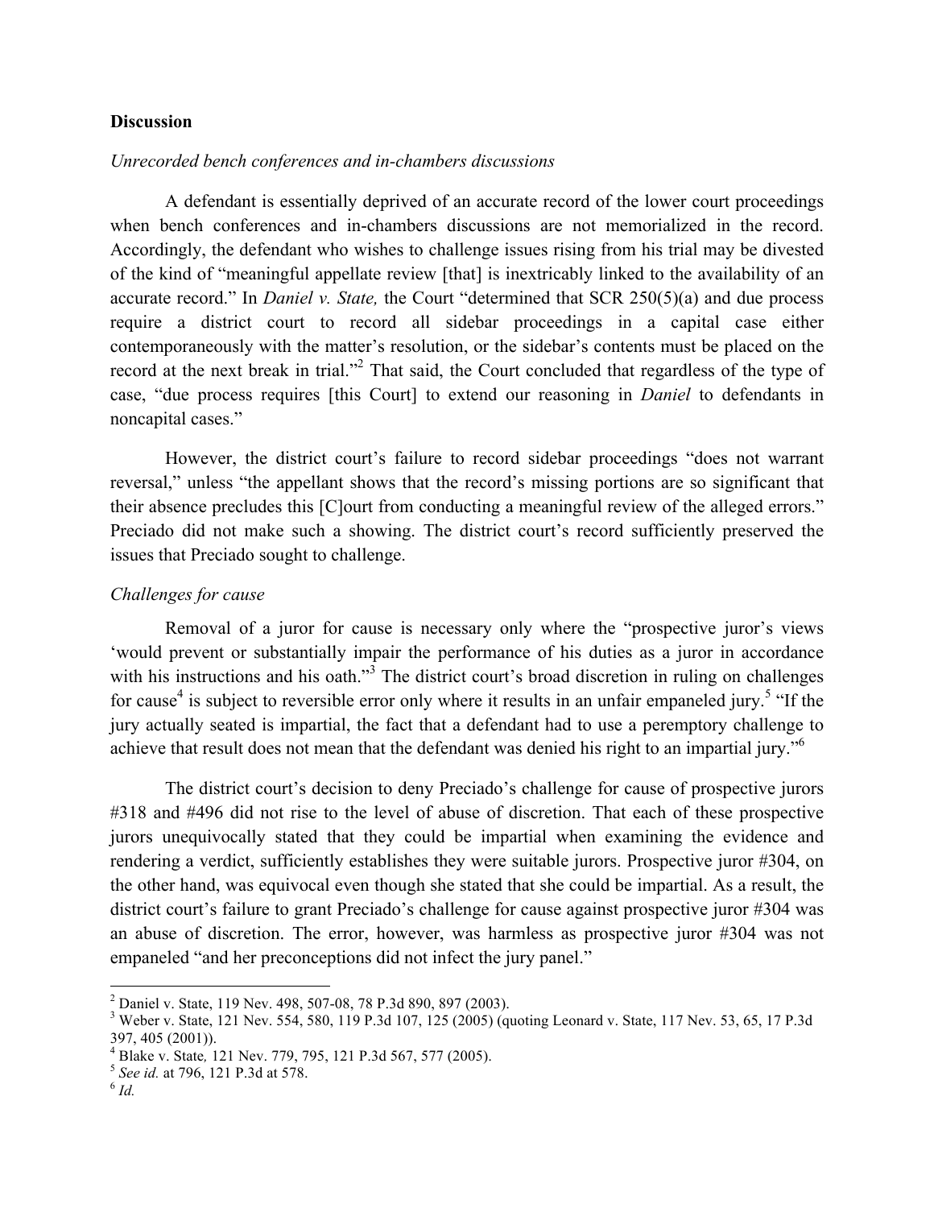**Discussion**

*Unrecorded bench conferences and in-chambers discussions*

A defendant is essentially deprived of an accurate record of the lower court proceedings when bench conferences and in-chambers discussions are not memorialized in the record. Accordingly, the defendant who wishes to challenge issues rising from his trial may be divested of the kind of "meaningful appellate review [that] is inextricably linked to the availability of an accurate record." In *Daniel v. State,* the Court "determined that SCR 250(5)(a) and due process require a district court to record all sidebar proceedings in a capital case either contemporaneously with the matter's resolution, or the sidebar's contents must be placed on the record at the next break in trial."[2] That said, the Court concluded that regardless of the type of case, "due process requires [this Court] to extend our reasoning in *Daniel* to defendants in noncapital cases."

However, the district court's failure to record sidebar proceedings "does not warrant reversal," unless "the appellant shows that the record's missing portions are so significant that their absence precludes this [C]ourt from conducting a meaningful review of the alleged errors." Preciado did not make such a showing. The district court's record sufficiently preserved the issues that Preciado sought to challenge.

*Challenges for cause*

Removal of a juror for cause is necessary only where the "prospective juror's views 'would prevent or substantially impair the performance of his duties as a juror in accordance with his instructions and his oath.'"[3] The district court's broad discretion in ruling on challenges for cause[4] is subject to reversible error only where it results in an unfair empaneled jury.[5] "If the jury actually seated is impartial, the fact that a defendant had to use a peremptory challenge to achieve that result does not mean that the defendant was denied his right to an impartial jury."[6]

The district court's decision to deny Preciado's challenge for cause of prospective jurors #318 and #496 did not rise to the level of abuse of discretion. That each of these prospective jurors unequivocally stated that they could be impartial when examining the evidence and rendering a verdict, sufficiently establishes they were suitable jurors. Prospective juror #304, on the other hand, was equivocal even though she stated that she could be impartial. As a result, the district court's failure to grant Preciado's challenge for cause against prospective juror #304 was an abuse of discretion. The error, however, was harmless as prospective juror #304 was not empaneled "and her preconceptions did not infect the jury panel."

---

[2] Daniel v. State, 119 Nev. 498, 507-08, 78 P.3d 890, 897 (2003).

[3] Weber v. State, 121 Nev. 554, 580, 119 P.3d 107, 125 (2005) (quoting Leonard v. State, 117 Nev. 53, 65, 17 P.3d 397, 405 (2001)).

[4] Blake v. State*,* 121 Nev. 779, 795, 121 P.3d 567, 577 (2005).

[5] *See id.* at 796, 121 P.3d at 578.

[6] *Id.*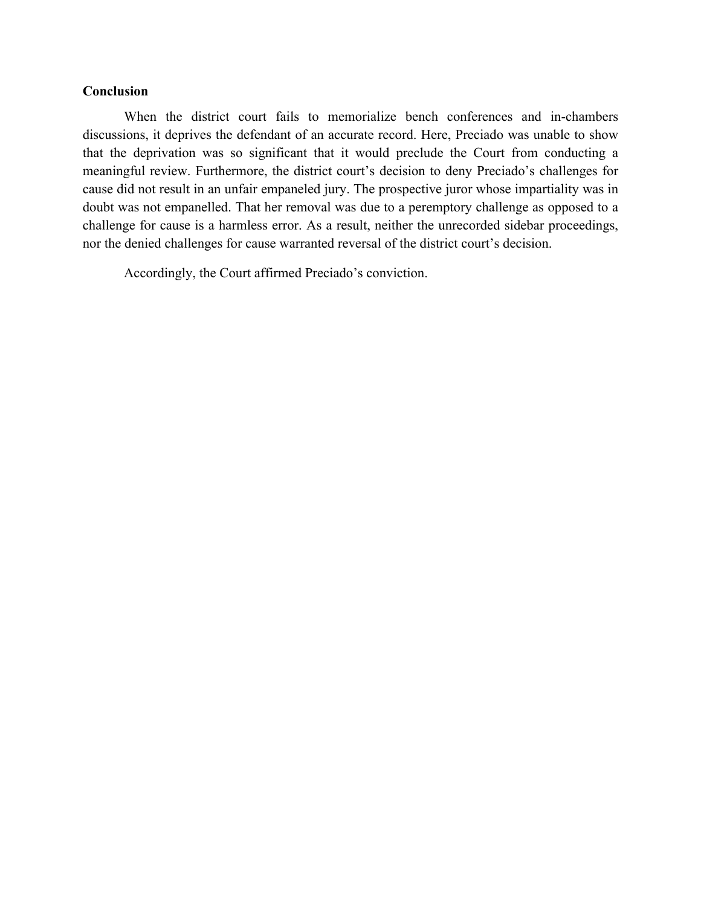**Conclusion**

When the district court fails to memorialize bench conferences and in-chambers discussions, it deprives the defendant of an accurate record. Here, Preciado was unable to show that the deprivation was so significant that it would preclude the Court from conducting a meaningful review. Furthermore, the district court's decision to deny Preciado's challenges for cause did not result in an unfair empaneled jury. The prospective juror whose impartiality was in doubt was not empanelled. That her removal was due to a peremptory challenge as opposed to a challenge for cause is a harmless error. As a result, neither the unrecorded sidebar proceedings, nor the denied challenges for cause warranted reversal of the district court's decision.

Accordingly, the Court affirmed Preciado's conviction.